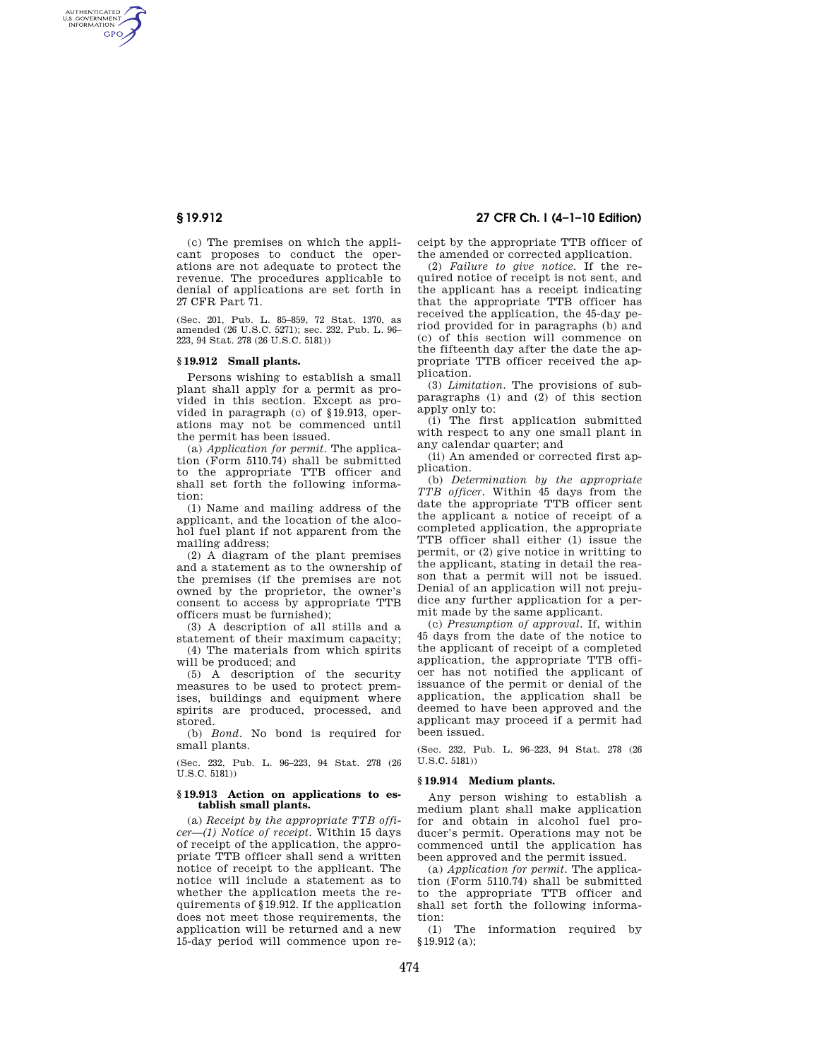(c) The premises on which the applicant proposes to conduct the operations are not adequate to protect the revenue. The procedures applicable to denial of applications are set forth in 27 CFR Part 71.

(Sec. 201, Pub. L. 85–859, 72 Stat. 1370, as amended (26 U.S.C. 5271); sec. 232, Pub. L. 96–223, 94 Stat. 278 (26 U.S.C. 5181))

### § 19.912 Small plants.

Persons wishing to establish a small plant shall apply for a permit as provided in this section. Except as provided in paragraph (c) of § 19.913, operations may not be commenced until the permit has been issued.

(a) *Application for permit.* The application (Form 5110.74) shall be submitted to the appropriate TTB officer and shall set forth the following information:

(1) Name and mailing address of the applicant, and the location of the alcohol fuel plant if not apparent from the mailing address;

(2) A diagram of the plant premises and a statement as to the ownership of the premises (if the premises are not owned by the proprietor, the owner's consent to access by appropriate TTB officers must be furnished);

(3) A description of all stills and a statement of their maximum capacity;

(4) The materials from which spirits will be produced; and

(5) A description of the security measures to be used to protect premises, buildings and equipment where spirits are produced, processed, and stored.

(b) *Bond.* No bond is required for small plants.

(Sec. 232, Pub. L. 96–223, 94 Stat. 278 (26 U.S.C. 5181))

### § 19.913 Action on applications to establish small plants.

(a) *Receipt by the appropriate TTB officer—(1) Notice of receipt.* Within 15 days of receipt of the application, the appropriate TTB officer shall send a written notice of receipt to the applicant. The notice will include a statement as to whether the application meets the requirements of § 19.912. If the application does not meet those requirements, the application will be returned and a new 15-day period will commence upon receipt by the appropriate TTB officer of the amended or corrected application.

(2) *Failure to give notice.* If the required notice of receipt is not sent, and the applicant has a receipt indicating that the appropriate TTB officer has received the application, the 45-day period provided for in paragraphs (b) and (c) of this section will commence on the fifteenth day after the date the appropriate TTB officer received the application.

(3) *Limitation.* The provisions of subparagraphs (1) and (2) of this section apply only to:

(i) The first application submitted with respect to any one small plant in any calendar quarter; and

(ii) An amended or corrected first application.

(b) *Determination by the appropriate TTB officer.* Within 45 days from the date the appropriate TTB officer sent the applicant a notice of receipt of a completed application, the appropriate TTB officer shall either (1) issue the permit, or (2) give notice in writting to the applicant, stating in detail the reason that a permit will not be issued. Denial of an application will not prejudice any further application for a permit made by the same applicant.

(c) *Presumption of approval.* If, within 45 days from the date of the notice to the applicant of receipt of a completed application, the appropriate TTB officer has not notified the applicant of issuance of the permit or denial of the application, the application shall be deemed to have been approved and the applicant may proceed if a permit had been issued.

(Sec. 232, Pub. L. 96–223, 94 Stat. 278 (26 U.S.C. 5181))

### § 19.914 Medium plants.

Any person wishing to establish a medium plant shall make application for and obtain in alcohol fuel producer's permit. Operations may not be commenced until the application has been approved and the permit issued.

(a) *Application for permit.* The application (Form 5110.74) shall be submitted to the appropriate TTB officer and shall set forth the following information:

(1) The information required by § 19.912 (a);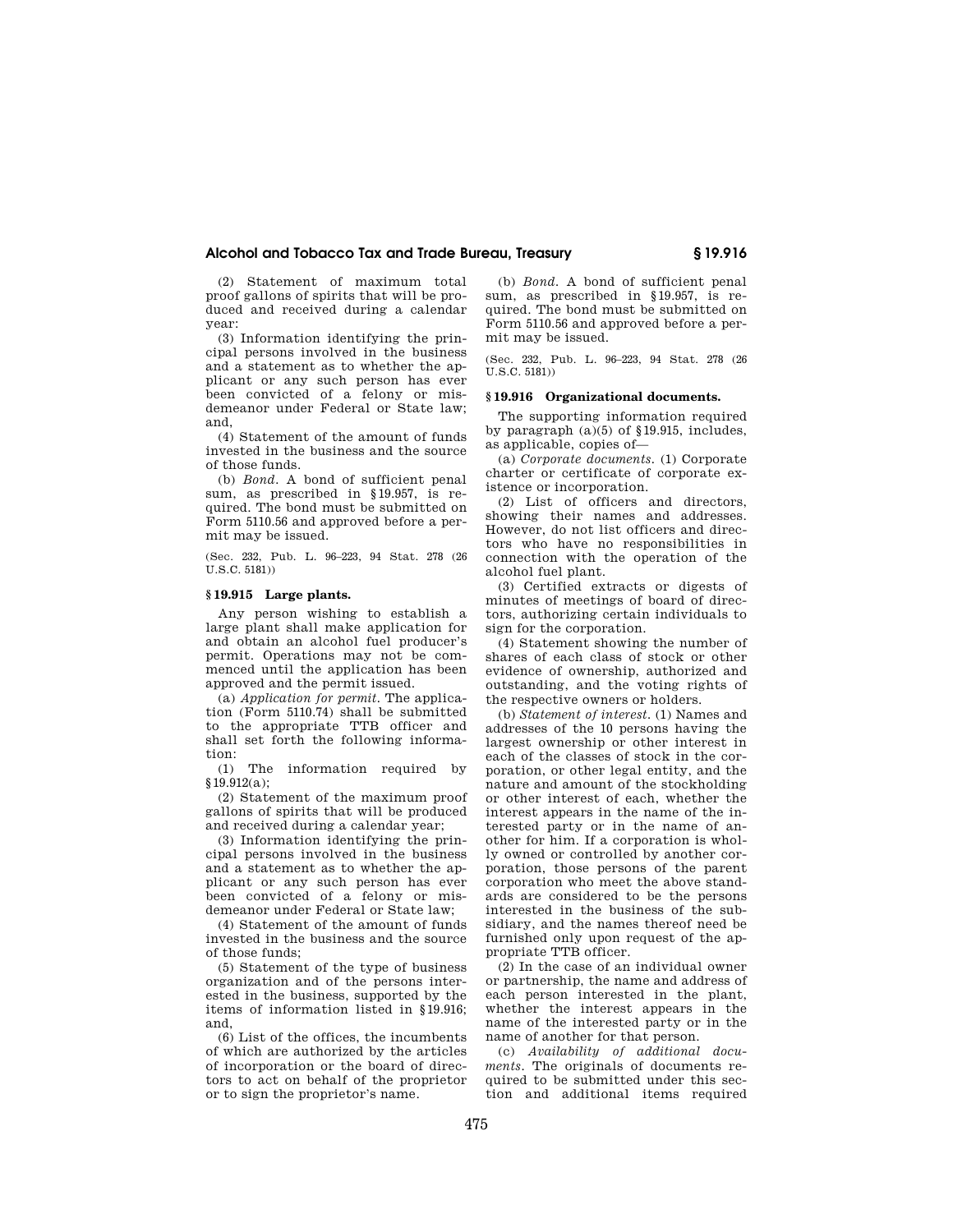(2) Statement of maximum total proof gallons of spirits that will be produced and received during a calendar year:

(3) Information identifying the principal persons involved in the business and a statement as to whether the applicant or any such person has ever been convicted of a felony or misdemeanor under Federal or State law; and,

(4) Statement of the amount of funds invested in the business and the source of those funds.

(b) *Bond.* A bond of sufficient penal sum, as prescribed in §19.957, is required. The bond must be submitted on Form 5110.56 and approved before a permit may be issued.

(Sec. 232, Pub. L. 96–223, 94 Stat. 278 (26 U.S.C. 5181))

### § 19.915 Large plants.

Any person wishing to establish a large plant shall make application for and obtain an alcohol fuel producer's permit. Operations may not be commenced until the application has been approved and the permit issued.

(a) *Application for permit.* The application (Form 5110.74) shall be submitted to the appropriate TTB officer and shall set forth the following information:

(1) The information required by §19.912(a);

(2) Statement of the maximum proof gallons of spirits that will be produced and received during a calendar year;

(3) Information identifying the principal persons involved in the business and a statement as to whether the applicant or any such person has ever been convicted of a felony or misdemeanor under Federal or State law;

(4) Statement of the amount of funds invested in the business and the source of those funds;

(5) Statement of the type of business organization and of the persons interested in the business, supported by the items of information listed in §19.916; and,

(6) List of the offices, the incumbents of which are authorized by the articles of incorporation or the board of directors to act on behalf of the proprietor or to sign the proprietor's name.

(b) *Bond.* A bond of sufficient penal sum, as prescribed in §19.957, is required. The bond must be submitted on Form 5110.56 and approved before a permit may be issued.

(Sec. 232, Pub. L. 96–223, 94 Stat. 278 (26 U.S.C. 5181))

### § 19.916 Organizational documents.

The supporting information required by paragraph (a)(5) of §19.915, includes, as applicable, copies of—

(a) *Corporate documents.* (1) Corporate charter or certificate of corporate existence or incorporation.

(2) List of officers and directors, showing their names and addresses. However, do not list officers and directors who have no responsibilities in connection with the operation of the alcohol fuel plant.

(3) Certified extracts or digests of minutes of meetings of board of directors, authorizing certain individuals to sign for the corporation.

(4) Statement showing the number of shares of each class of stock or other evidence of ownership, authorized and outstanding, and the voting rights of the respective owners or holders.

(b) *Statement of interest.* (1) Names and addresses of the 10 persons having the largest ownership or other interest in each of the classes of stock in the corporation, or other legal entity, and the nature and amount of the stockholding or other interest of each, whether the interest appears in the name of the interested party or in the name of another for him. If a corporation is wholly owned or controlled by another corporation, those persons of the parent corporation who meet the above standards are considered to be the persons interested in the business of the subsidiary, and the names thereof need be furnished only upon request of the appropriate TTB officer.

(2) In the case of an individual owner or partnership, the name and address of each person interested in the plant, whether the interest appears in the name of the interested party or in the name of another for that person.

(c) *Availability of additional documents.* The originals of documents required to be submitted under this section and additional items required